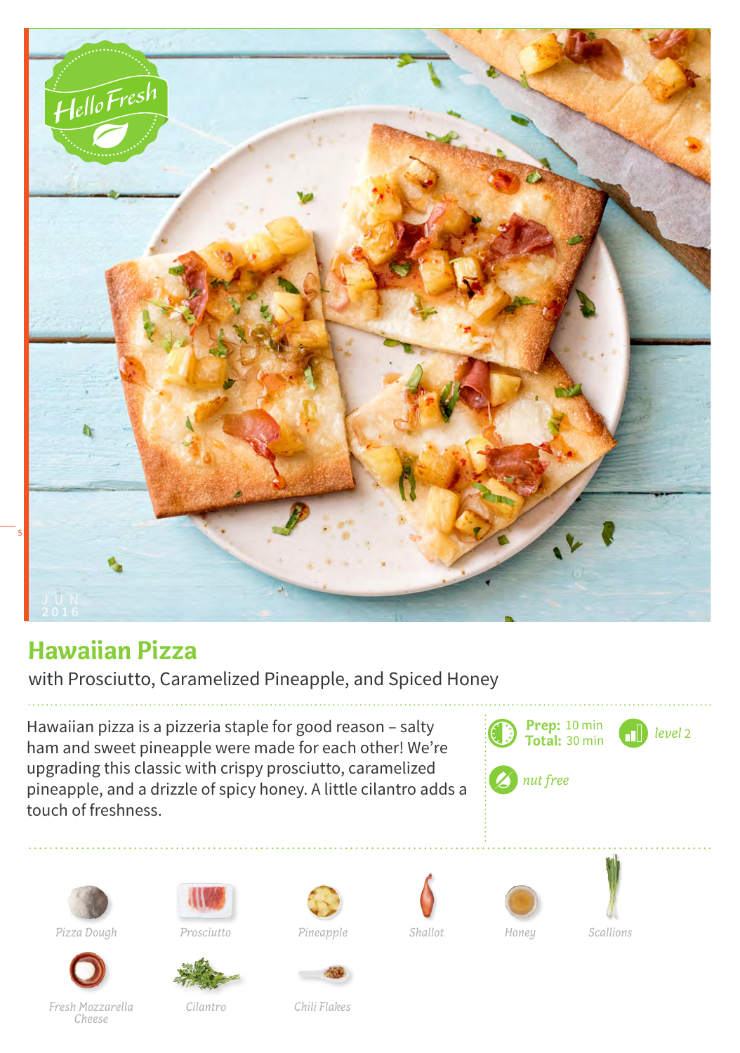# Hawaiian Pizza

with Prosciutto, Caramelized Pineapple, and Spiced Honey

Hawaiian pizza is a pizzeria staple for good reason – salty ham and sweet pineapple were made for each other! We're upgrading this classic with crispy prosciutto, caramelized pineapple, and a drizzle of spicy honey. A little cilantro adds a touch of freshness.

**Prep:** 10 min
**Total:** 30 min

*level 2*

*nut free*

*Pizza Dough*

*Prosciutto*

*Pineapple*

*Shallot*

*Honey*

*Scallions*

*Fresh Mozzarella Cheese*

*Cilantro*

*Chili Flakes*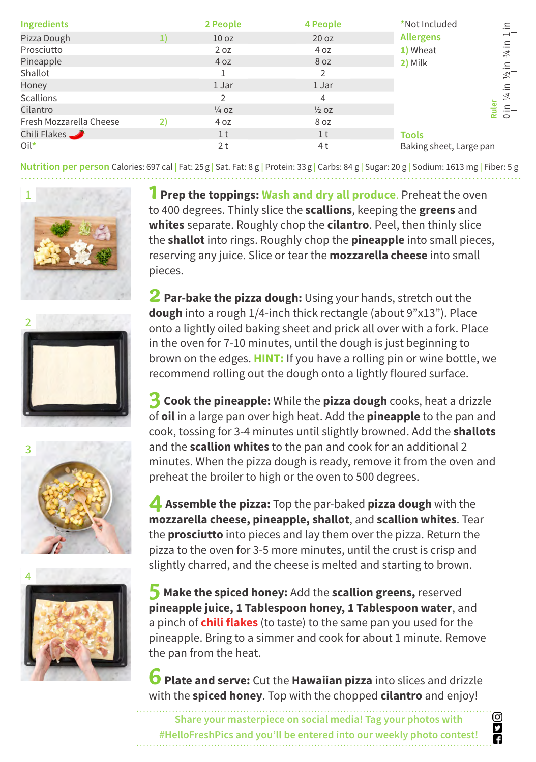| Ingredients | | 2 People | 4 People |
| --- | --- | --- | --- |
| Pizza Dough | 1) | 10 oz | 20 oz |
| Prosciutto | | 2 oz | 4 oz |
| Pineapple | | 4 oz | 8 oz |
| Shallot | | 1 | 2 |
| Honey | | 1 Jar | 1 Jar |
| Scallions | | 2 | 4 |
| Cilantro | | ¼ oz | ½ oz |
| Fresh Mozzarella Cheese | 2) | 4 oz | 8 oz |
| Chili Flakes 🌶 | | 1 t | 1 t |
| Oil* | | 2 t | 4 t |

*Not Included

**Allergens**
1) Wheat
2) Milk

Ruler: 0 in, ¼ in, ½ in, ¾ in, 1 in

**Tools**
Baking sheet, Large pan

**Nutrition per person** Calories: 697 cal | Fat: 25 g | Sat. Fat: 8 g | Protein: 33 g | Carbs: 84 g | Sugar: 20 g | Sodium: 1613 mg | Fiber: 5 g

**1 Prep the toppings:** **Wash and dry all produce**. Preheat the oven to 400 degrees. Thinly slice the **scallions**, keeping the **greens** and **whites** separate. Roughly chop the **cilantro**. Peel, then thinly slice the **shallot** into rings. Roughly chop the **pineapple** into small pieces, reserving any juice. Slice or tear the **mozzarella cheese** into small pieces.

**2 Par-bake the pizza dough:** Using your hands, stretch out the **dough** into a rough 1/4-inch thick rectangle (about 9"x13"). Place onto a lightly oiled baking sheet and prick all over with a fork. Place in the oven for 7-10 minutes, until the dough is just beginning to brown on the edges. **HINT:** If you have a rolling pin or wine bottle, we recommend rolling out the dough onto a lightly floured surface.

**3 Cook the pineapple:** While the **pizza dough** cooks, heat a drizzle of **oil** in a large pan over high heat. Add the **pineapple** to the pan and cook, tossing for 3-4 minutes until slightly browned. Add the **shallots** and the **scallion whites** to the pan and cook for an additional 2 minutes. When the pizza dough is ready, remove it from the oven and preheat the broiler to high or the oven to 500 degrees.

**4 Assemble the pizza:** Top the par-baked **pizza dough** with the **mozzarella cheese, pineapple, shallot**, and **scallion whites**. Tear the **prosciutto** into pieces and lay them over the pizza. Return the pizza to the oven for 3-5 more minutes, until the crust is crisp and slightly charred, and the cheese is melted and starting to brown.

**5 Make the spiced honey:** Add the **scallion greens,** reserved **pineapple juice, 1 Tablespoon honey, 1 Tablespoon water**, and a pinch of **chili flakes** (to taste) to the same pan you used for the pineapple. Bring to a simmer and cook for about 1 minute. Remove the pan from the heat.

**6 Plate and serve:** Cut the **Hawaiian pizza** into slices and drizzle with the **spiced honey**. Top with the chopped **cilantro** and enjoy!

Share your masterpiece on social media! Tag your photos with #HelloFreshPics and you'll be entered into our weekly photo contest!